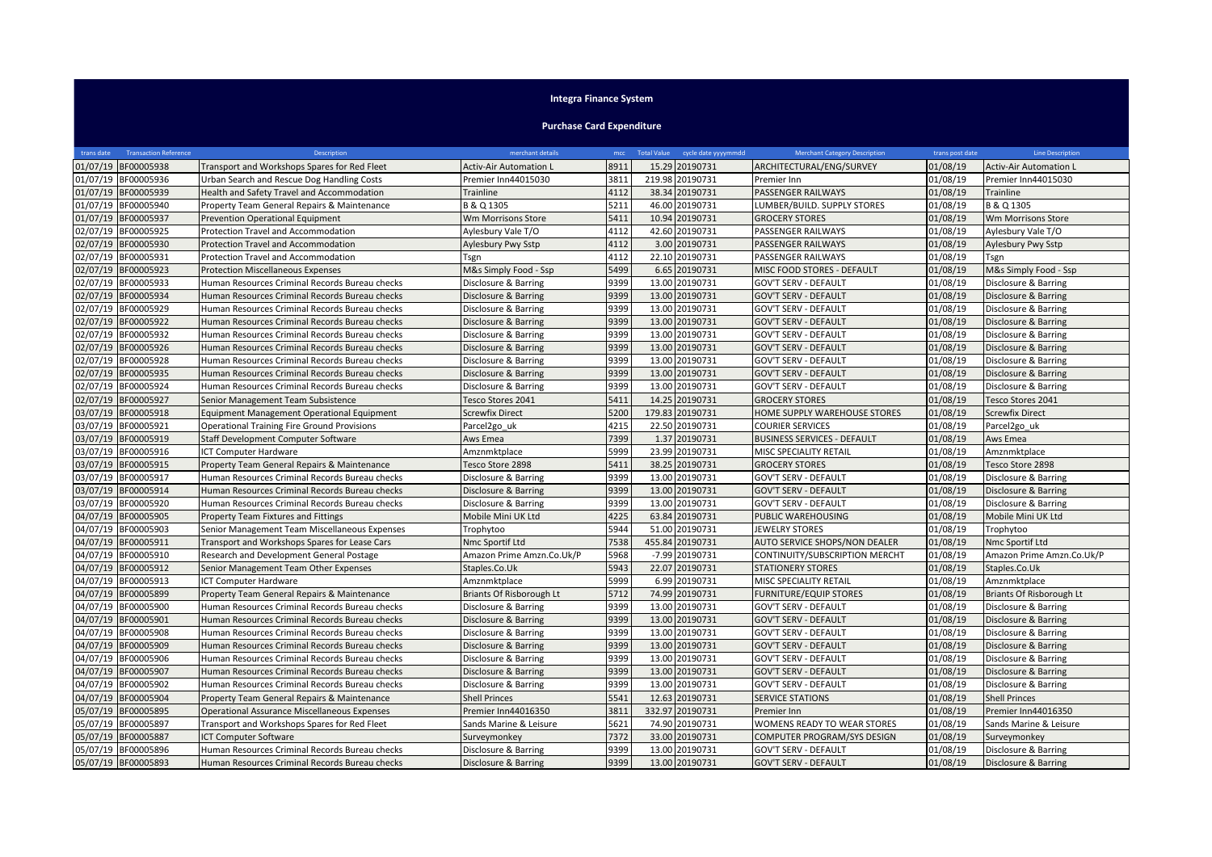# Integra Finance System

## Purchase Card Expenditure

| trans date | Transaction Reference | Description | merchant details | mcc | Total Value | cycle date yyyymmdd | Merchant Category Description | trans post date | Line Description |
|---|---|---|---|---|---|---|---|---|---|
| 01/07/19 | BF00005938 | Transport and Workshops Spares for Red Fleet | Activ-Air Automation L | 8911 | 15.29 | 20190731 | ARCHITECTURAL/ENG/SURVEY | 01/08/19 | Activ-Air Automation L |
| 01/07/19 | BF00005936 | Urban Search and Rescue Dog Handling Costs | Premier Inn44015030 | 3811 | 219.98 | 20190731 | Premier Inn | 01/08/19 | Premier Inn44015030 |
| 01/07/19 | BF00005939 | Health and Safety Travel and Accommodation | Trainline | 4112 | 38.34 | 20190731 | PASSENGER RAILWAYS | 01/08/19 | Trainline |
| 01/07/19 | BF00005940 | Property Team General Repairs & Maintenance | B & Q 1305 | 5211 | 46.00 | 20190731 | LUMBER/BUILD. SUPPLY STORES | 01/08/19 | B & Q 1305 |
| 01/07/19 | BF00005937 | Prevention Operational Equipment | Wm Morrisons Store | 5411 | 10.94 | 20190731 | GROCERY STORES | 01/08/19 | Wm Morrisons Store |
| 02/07/19 | BF00005925 | Protection Travel and Accommodation | Aylesbury Vale T/O | 4112 | 42.60 | 20190731 | PASSENGER RAILWAYS | 01/08/19 | Aylesbury Vale T/O |
| 02/07/19 | BF00005930 | Protection Travel and Accommodation | Aylesbury Pwy Sstp | 4112 | 3.00 | 20190731 | PASSENGER RAILWAYS | 01/08/19 | Aylesbury Pwy Sstp |
| 02/07/19 | BF00005931 | Protection Travel and Accommodation | Tsgn | 4112 | 22.10 | 20190731 | PASSENGER RAILWAYS | 01/08/19 | Tsgn |
| 02/07/19 | BF00005923 | Protection Miscellaneous Expenses | M&s Simply Food - Ssp | 5499 | 6.65 | 20190731 | MISC FOOD STORES - DEFAULT | 01/08/19 | M&s Simply Food - Ssp |
| 02/07/19 | BF00005933 | Human Resources Criminal Records Bureau checks | Disclosure & Barring | 9399 | 13.00 | 20190731 | GOV'T SERV - DEFAULT | 01/08/19 | Disclosure & Barring |
| 02/07/19 | BF00005934 | Human Resources Criminal Records Bureau checks | Disclosure & Barring | 9399 | 13.00 | 20190731 | GOV'T SERV - DEFAULT | 01/08/19 | Disclosure & Barring |
| 02/07/19 | BF00005929 | Human Resources Criminal Records Bureau checks | Disclosure & Barring | 9399 | 13.00 | 20190731 | GOV'T SERV - DEFAULT | 01/08/19 | Disclosure & Barring |
| 02/07/19 | BF00005922 | Human Resources Criminal Records Bureau checks | Disclosure & Barring | 9399 | 13.00 | 20190731 | GOV'T SERV - DEFAULT | 01/08/19 | Disclosure & Barring |
| 02/07/19 | BF00005932 | Human Resources Criminal Records Bureau checks | Disclosure & Barring | 9399 | 13.00 | 20190731 | GOV'T SERV - DEFAULT | 01/08/19 | Disclosure & Barring |
| 02/07/19 | BF00005926 | Human Resources Criminal Records Bureau checks | Disclosure & Barring | 9399 | 13.00 | 20190731 | GOV'T SERV - DEFAULT | 01/08/19 | Disclosure & Barring |
| 02/07/19 | BF00005928 | Human Resources Criminal Records Bureau checks | Disclosure & Barring | 9399 | 13.00 | 20190731 | GOV'T SERV - DEFAULT | 01/08/19 | Disclosure & Barring |
| 02/07/19 | BF00005935 | Human Resources Criminal Records Bureau checks | Disclosure & Barring | 9399 | 13.00 | 20190731 | GOV'T SERV - DEFAULT | 01/08/19 | Disclosure & Barring |
| 02/07/19 | BF00005924 | Human Resources Criminal Records Bureau checks | Disclosure & Barring | 9399 | 13.00 | 20190731 | GOV'T SERV - DEFAULT | 01/08/19 | Disclosure & Barring |
| 02/07/19 | BF00005927 | Senior Management Team Subsistence | Tesco Stores 2041 | 5411 | 14.25 | 20190731 | GROCERY STORES | 01/08/19 | Tesco Stores 2041 |
| 03/07/19 | BF00005918 | Equipment Management Operational Equipment | Screwfix Direct | 5200 | 179.83 | 20190731 | HOME SUPPLY WAREHOUSE STORES | 01/08/19 | Screwfix Direct |
| 03/07/19 | BF00005921 | Operational Training Fire Ground Provisions | Parcel2go_uk | 4215 | 22.50 | 20190731 | COURIER SERVICES | 01/08/19 | Parcel2go_uk |
| 03/07/19 | BF00005919 | Staff Development Computer Software | Aws Emea | 7399 | 1.37 | 20190731 | BUSINESS SERVICES - DEFAULT | 01/08/19 | Aws Emea |
| 03/07/19 | BF00005916 | ICT Computer Hardware | Amznmktplace | 5999 | 23.99 | 20190731 | MISC SPECIALITY RETAIL | 01/08/19 | Amznmktplace |
| 03/07/19 | BF00005915 | Property Team General Repairs & Maintenance | Tesco Store 2898 | 5411 | 38.25 | 20190731 | GROCERY STORES | 01/08/19 | Tesco Store 2898 |
| 03/07/19 | BF00005917 | Human Resources Criminal Records Bureau checks | Disclosure & Barring | 9399 | 13.00 | 20190731 | GOV'T SERV - DEFAULT | 01/08/19 | Disclosure & Barring |
| 03/07/19 | BF00005914 | Human Resources Criminal Records Bureau checks | Disclosure & Barring | 9399 | 13.00 | 20190731 | GOV'T SERV - DEFAULT | 01/08/19 | Disclosure & Barring |
| 03/07/19 | BF00005920 | Human Resources Criminal Records Bureau checks | Disclosure & Barring | 9399 | 13.00 | 20190731 | GOV'T SERV - DEFAULT | 01/08/19 | Disclosure & Barring |
| 04/07/19 | BF00005905 | Property Team Fixtures and Fittings | Mobile Mini UK Ltd | 4225 | 63.84 | 20190731 | PUBLIC WAREHOUSING | 01/08/19 | Mobile Mini UK Ltd |
| 04/07/19 | BF00005903 | Senior Management Team Miscellaneous Expenses | Trophytoo | 5944 | 51.00 | 20190731 | JEWELRY STORES | 01/08/19 | Trophytoo |
| 04/07/19 | BF00005911 | Transport and Workshops Spares for Lease Cars | Nmc Sportif Ltd | 7538 | 455.84 | 20190731 | AUTO SERVICE SHOPS/NON DEALER | 01/08/19 | Nmc Sportif Ltd |
| 04/07/19 | BF00005910 | Research and Development General Postage | Amazon Prime Amzn.Co.Uk/P | 5968 | -7.99 | 20190731 | CONTINUITY/SUBSCRIPTION MERCHT | 01/08/19 | Amazon Prime Amzn.Co.Uk/P |
| 04/07/19 | BF00005912 | Senior Management Team Other Expenses | Staples.Co.Uk | 5943 | 22.07 | 20190731 | STATIONERY STORES | 01/08/19 | Staples.Co.Uk |
| 04/07/19 | BF00005913 | ICT Computer Hardware | Amznmktplace | 5999 | 6.99 | 20190731 | MISC SPECIALITY RETAIL | 01/08/19 | Amznmktplace |
| 04/07/19 | BF00005899 | Property Team General Repairs & Maintenance | Briants Of Risborough Lt | 5712 | 74.99 | 20190731 | FURNITURE/EQUIP STORES | 01/08/19 | Briants Of Risborough Lt |
| 04/07/19 | BF00005900 | Human Resources Criminal Records Bureau checks | Disclosure & Barring | 9399 | 13.00 | 20190731 | GOV'T SERV - DEFAULT | 01/08/19 | Disclosure & Barring |
| 04/07/19 | BF00005901 | Human Resources Criminal Records Bureau checks | Disclosure & Barring | 9399 | 13.00 | 20190731 | GOV'T SERV - DEFAULT | 01/08/19 | Disclosure & Barring |
| 04/07/19 | BF00005908 | Human Resources Criminal Records Bureau checks | Disclosure & Barring | 9399 | 13.00 | 20190731 | GOV'T SERV - DEFAULT | 01/08/19 | Disclosure & Barring |
| 04/07/19 | BF00005909 | Human Resources Criminal Records Bureau checks | Disclosure & Barring | 9399 | 13.00 | 20190731 | GOV'T SERV - DEFAULT | 01/08/19 | Disclosure & Barring |
| 04/07/19 | BF00005906 | Human Resources Criminal Records Bureau checks | Disclosure & Barring | 9399 | 13.00 | 20190731 | GOV'T SERV - DEFAULT | 01/08/19 | Disclosure & Barring |
| 04/07/19 | BF00005907 | Human Resources Criminal Records Bureau checks | Disclosure & Barring | 9399 | 13.00 | 20190731 | GOV'T SERV - DEFAULT | 01/08/19 | Disclosure & Barring |
| 04/07/19 | BF00005902 | Human Resources Criminal Records Bureau checks | Disclosure & Barring | 9399 | 13.00 | 20190731 | GOV'T SERV - DEFAULT | 01/08/19 | Disclosure & Barring |
| 04/07/19 | BF00005904 | Property Team General Repairs & Maintenance | Shell Princes | 5541 | 12.63 | 20190731 | SERVICE STATIONS | 01/08/19 | Shell Princes |
| 05/07/19 | BF00005895 | Operational Assurance Miscellaneous Expenses | Premier Inn44016350 | 3811 | 332.97 | 20190731 | Premier Inn | 01/08/19 | Premier Inn44016350 |
| 05/07/19 | BF00005897 | Transport and Workshops Spares for Red Fleet | Sands Marine & Leisure | 5621 | 74.90 | 20190731 | WOMENS READY TO WEAR STORES | 01/08/19 | Sands Marine & Leisure |
| 05/07/19 | BF00005887 | ICT Computer Software | Surveymonkey | 7372 | 33.00 | 20190731 | COMPUTER PROGRAM/SYS DESIGN | 01/08/19 | Surveymonkey |
| 05/07/19 | BF00005896 | Human Resources Criminal Records Bureau checks | Disclosure & Barring | 9399 | 13.00 | 20190731 | GOV'T SERV - DEFAULT | 01/08/19 | Disclosure & Barring |
| 05/07/19 | BF00005893 | Human Resources Criminal Records Bureau checks | Disclosure & Barring | 9399 | 13.00 | 20190731 | GOV'T SERV - DEFAULT | 01/08/19 | Disclosure & Barring |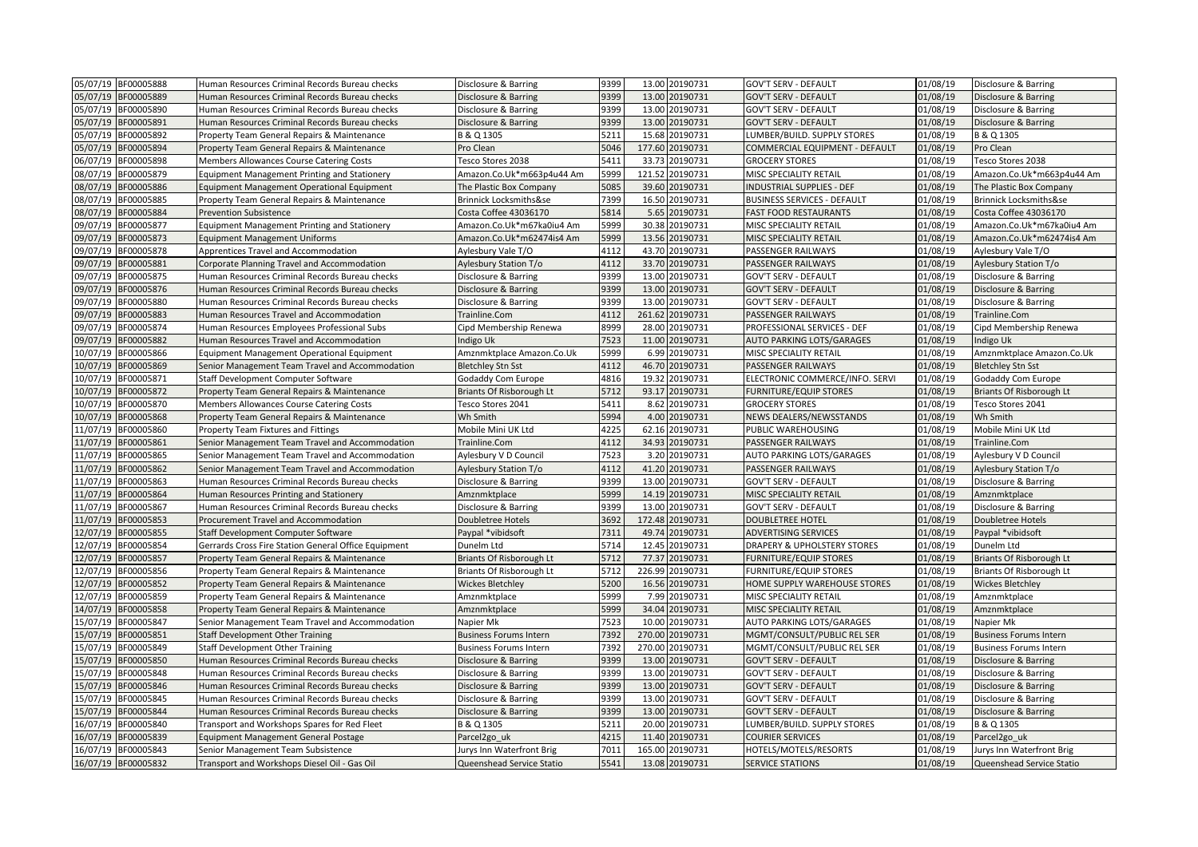| | | | | | | | | | |
|---|---|---|---|---|---|---|---|---|---|
| 05/07/19 | BF00005888 | Human Resources Criminal Records Bureau checks | Disclosure & Barring | 9399 | 13.00 | 20190731 | GOV'T SERV - DEFAULT | 01/08/19 | Disclosure & Barring |
| 05/07/19 | BF00005889 | Human Resources Criminal Records Bureau checks | Disclosure & Barring | 9399 | 13.00 | 20190731 | GOV'T SERV - DEFAULT | 01/08/19 | Disclosure & Barring |
| 05/07/19 | BF00005890 | Human Resources Criminal Records Bureau checks | Disclosure & Barring | 9399 | 13.00 | 20190731 | GOV'T SERV - DEFAULT | 01/08/19 | Disclosure & Barring |
| 05/07/19 | BF00005891 | Human Resources Criminal Records Bureau checks | Disclosure & Barring | 9399 | 13.00 | 20190731 | GOV'T SERV - DEFAULT | 01/08/19 | Disclosure & Barring |
| 05/07/19 | BF00005892 | Property Team General Repairs & Maintenance | B & Q 1305 | 5211 | 15.68 | 20190731 | LUMBER/BUILD. SUPPLY STORES | 01/08/19 | B & Q 1305 |
| 05/07/19 | BF00005894 | Property Team General Repairs & Maintenance | Pro Clean | 5046 | 177.60 | 20190731 | COMMERCIAL EQUIPMENT - DEFAULT | 01/08/19 | Pro Clean |
| 06/07/19 | BF00005898 | Members Allowances Course Catering Costs | Tesco Stores 2038 | 5411 | 33.73 | 20190731 | GROCERY STORES | 01/08/19 | Tesco Stores 2038 |
| 08/07/19 | BF00005879 | Equipment Management Printing and Stationery | Amazon.Co.Uk*m663p4u44 Am | 5999 | 121.52 | 20190731 | MISC SPECIALITY RETAIL | 01/08/19 | Amazon.Co.Uk*m663p4u44 Am |
| 08/07/19 | BF00005886 | Equipment Management Operational Equipment | The Plastic Box Company | 5085 | 39.60 | 20190731 | INDUSTRIAL SUPPLIES - DEF | 01/08/19 | The Plastic Box Company |
| 08/07/19 | BF00005885 | Property Team General Repairs & Maintenance | Brinnick Locksmiths&se | 7399 | 16.50 | 20190731 | BUSINESS SERVICES - DEFAULT | 01/08/19 | Brinnick Locksmiths&se |
| 08/07/19 | BF00005884 | Prevention Subsistence | Costa Coffee 43036170 | 5814 | 5.65 | 20190731 | FAST FOOD RESTAURANTS | 01/08/19 | Costa Coffee 43036170 |
| 09/07/19 | BF00005877 | Equipment Management Printing and Stationery | Amazon.Co.Uk*m67ka0iu4 Am | 5999 | 30.38 | 20190731 | MISC SPECIALITY RETAIL | 01/08/19 | Amazon.Co.Uk*m67ka0iu4 Am |
| 09/07/19 | BF00005873 | Equipment Management Uniforms | Amazon.Co.Uk*m62474is4 Am | 5999 | 13.56 | 20190731 | MISC SPECIALITY RETAIL | 01/08/19 | Amazon.Co.Uk*m62474is4 Am |
| 09/07/19 | BF00005878 | Apprentices Travel and Accommodation | Aylesbury Vale T/O | 4112 | 43.70 | 20190731 | PASSENGER RAILWAYS | 01/08/19 | Aylesbury Vale T/O |
| 09/07/19 | BF00005881 | Corporate Planning Travel and Accommodation | Aylesbury Station T/o | 4112 | 33.70 | 20190731 | PASSENGER RAILWAYS | 01/08/19 | Aylesbury Station T/o |
| 09/07/19 | BF00005875 | Human Resources Criminal Records Bureau checks | Disclosure & Barring | 9399 | 13.00 | 20190731 | GOV'T SERV - DEFAULT | 01/08/19 | Disclosure & Barring |
| 09/07/19 | BF00005876 | Human Resources Criminal Records Bureau checks | Disclosure & Barring | 9399 | 13.00 | 20190731 | GOV'T SERV - DEFAULT | 01/08/19 | Disclosure & Barring |
| 09/07/19 | BF00005880 | Human Resources Criminal Records Bureau checks | Disclosure & Barring | 9399 | 13.00 | 20190731 | GOV'T SERV - DEFAULT | 01/08/19 | Disclosure & Barring |
| 09/07/19 | BF00005883 | Human Resources Travel and Accommodation | Trainline.Com | 4112 | 261.62 | 20190731 | PASSENGER RAILWAYS | 01/08/19 | Trainline.Com |
| 09/07/19 | BF00005874 | Human Resources Employees Professional Subs | Cipd Membership Renewa | 8999 | 28.00 | 20190731 | PROFESSIONAL SERVICES - DEF | 01/08/19 | Cipd Membership Renewa |
| 09/07/19 | BF00005882 | Human Resources Travel and Accommodation | Indigo Uk | 7523 | 11.00 | 20190731 | AUTO PARKING LOTS/GARAGES | 01/08/19 | Indigo Uk |
| 10/07/19 | BF00005866 | Equipment Management Operational Equipment | Amznmktplace Amazon.Co.Uk | 5999 | 6.99 | 20190731 | MISC SPECIALITY RETAIL | 01/08/19 | Amznmktplace Amazon.Co.Uk |
| 10/07/19 | BF00005869 | Senior Management Team Travel and Accommodation | Bletchley Stn Sst | 4112 | 46.70 | 20190731 | PASSENGER RAILWAYS | 01/08/19 | Bletchley Stn Sst |
| 10/07/19 | BF00005871 | Staff Development Computer Software | Godaddy Com Europe | 4816 | 19.32 | 20190731 | ELECTRONIC COMMERCE/INFO. SERVI | 01/08/19 | Godaddy Com Europe |
| 10/07/19 | BF00005872 | Property Team General Repairs & Maintenance | Briants Of Risborough Lt | 5712 | 93.17 | 20190731 | FURNITURE/EQUIP STORES | 01/08/19 | Briants Of Risborough Lt |
| 10/07/19 | BF00005870 | Members Allowances Course Catering Costs | Tesco Stores 2041 | 5411 | 8.62 | 20190731 | GROCERY STORES | 01/08/19 | Tesco Stores 2041 |
| 10/07/19 | BF00005868 | Property Team General Repairs & Maintenance | Wh Smith | 5994 | 4.00 | 20190731 | NEWS DEALERS/NEWSSTANDS | 01/08/19 | Wh Smith |
| 11/07/19 | BF00005860 | Property Team Fixtures and Fittings | Mobile Mini UK Ltd | 4225 | 62.16 | 20190731 | PUBLIC WAREHOUSING | 01/08/19 | Mobile Mini UK Ltd |
| 11/07/19 | BF00005861 | Senior Management Team Travel and Accommodation | Trainline.Com | 4112 | 34.93 | 20190731 | PASSENGER RAILWAYS | 01/08/19 | Trainline.Com |
| 11/07/19 | BF00005865 | Senior Management Team Travel and Accommodation | Aylesbury V D Council | 7523 | 3.20 | 20190731 | AUTO PARKING LOTS/GARAGES | 01/08/19 | Aylesbury V D Council |
| 11/07/19 | BF00005862 | Senior Management Team Travel and Accommodation | Aylesbury Station T/o | 4112 | 41.20 | 20190731 | PASSENGER RAILWAYS | 01/08/19 | Aylesbury Station T/o |
| 11/07/19 | BF00005863 | Human Resources Criminal Records Bureau checks | Disclosure & Barring | 9399 | 13.00 | 20190731 | GOV'T SERV - DEFAULT | 01/08/19 | Disclosure & Barring |
| 11/07/19 | BF00005864 | Human Resources Printing and Stationery | Amznmktplace | 5999 | 14.19 | 20190731 | MISC SPECIALITY RETAIL | 01/08/19 | Amznmktplace |
| 11/07/19 | BF00005867 | Human Resources Criminal Records Bureau checks | Disclosure & Barring | 9399 | 13.00 | 20190731 | GOV'T SERV - DEFAULT | 01/08/19 | Disclosure & Barring |
| 11/07/19 | BF00005853 | Procurement Travel and Accommodation | Doubletree Hotels | 3692 | 172.48 | 20190731 | DOUBLETREE HOTEL | 01/08/19 | Doubletree Hotels |
| 12/07/19 | BF00005855 | Staff Development Computer Software | Paypal *vibidsoft | 7311 | 49.74 | 20190731 | ADVERTISING SERVICES | 01/08/19 | Paypal *vibidsoft |
| 12/07/19 | BF00005854 | Gerrards Cross Fire Station General Office Equipment | Dunelm Ltd | 5714 | 12.45 | 20190731 | DRAPERY & UPHOLSTERY STORES | 01/08/19 | Dunelm Ltd |
| 12/07/19 | BF00005857 | Property Team General Repairs & Maintenance | Briants Of Risborough Lt | 5712 | 77.37 | 20190731 | FURNITURE/EQUIP STORES | 01/08/19 | Briants Of Risborough Lt |
| 12/07/19 | BF00005856 | Property Team General Repairs & Maintenance | Briants Of Risborough Lt | 5712 | 226.99 | 20190731 | FURNITURE/EQUIP STORES | 01/08/19 | Briants Of Risborough Lt |
| 12/07/19 | BF00005852 | Property Team General Repairs & Maintenance | Wickes Bletchley | 5200 | 16.56 | 20190731 | HOME SUPPLY WAREHOUSE STORES | 01/08/19 | Wickes Bletchley |
| 12/07/19 | BF00005859 | Property Team General Repairs & Maintenance | Amznmktplace | 5999 | 7.99 | 20190731 | MISC SPECIALITY RETAIL | 01/08/19 | Amznmktplace |
| 14/07/19 | BF00005858 | Property Team General Repairs & Maintenance | Amznmktplace | 5999 | 34.04 | 20190731 | MISC SPECIALITY RETAIL | 01/08/19 | Amznmktplace |
| 15/07/19 | BF00005847 | Senior Management Team Travel and Accommodation | Napier Mk | 7523 | 10.00 | 20190731 | AUTO PARKING LOTS/GARAGES | 01/08/19 | Napier Mk |
| 15/07/19 | BF00005851 | Staff Development Other Training | Business Forums Intern | 7392 | 270.00 | 20190731 | MGMT/CONSULT/PUBLIC REL SER | 01/08/19 | Business Forums Intern |
| 15/07/19 | BF00005849 | Staff Development Other Training | Business Forums Intern | 7392 | 270.00 | 20190731 | MGMT/CONSULT/PUBLIC REL SER | 01/08/19 | Business Forums Intern |
| 15/07/19 | BF00005850 | Human Resources Criminal Records Bureau checks | Disclosure & Barring | 9399 | 13.00 | 20190731 | GOV'T SERV - DEFAULT | 01/08/19 | Disclosure & Barring |
| 15/07/19 | BF00005848 | Human Resources Criminal Records Bureau checks | Disclosure & Barring | 9399 | 13.00 | 20190731 | GOV'T SERV - DEFAULT | 01/08/19 | Disclosure & Barring |
| 15/07/19 | BF00005846 | Human Resources Criminal Records Bureau checks | Disclosure & Barring | 9399 | 13.00 | 20190731 | GOV'T SERV - DEFAULT | 01/08/19 | Disclosure & Barring |
| 15/07/19 | BF00005845 | Human Resources Criminal Records Bureau checks | Disclosure & Barring | 9399 | 13.00 | 20190731 | GOV'T SERV - DEFAULT | 01/08/19 | Disclosure & Barring |
| 15/07/19 | BF00005844 | Human Resources Criminal Records Bureau checks | Disclosure & Barring | 9399 | 13.00 | 20190731 | GOV'T SERV - DEFAULT | 01/08/19 | Disclosure & Barring |
| 16/07/19 | BF00005840 | Transport and Workshops Spares for Red Fleet | B & Q 1305 | 5211 | 20.00 | 20190731 | LUMBER/BUILD. SUPPLY STORES | 01/08/19 | B & Q 1305 |
| 16/07/19 | BF00005839 | Equipment Management General Postage | Parcel2go_uk | 4215 | 11.40 | 20190731 | COURIER SERVICES | 01/08/19 | Parcel2go_uk |
| 16/07/19 | BF00005843 | Senior Management Team Subsistence | Jurys Inn Waterfront Brig | 7011 | 165.00 | 20190731 | HOTELS/MOTELS/RESORTS | 01/08/19 | Jurys Inn Waterfront Brig |
| 16/07/19 | BF00005832 | Transport and Workshops Diesel Oil - Gas Oil | Queenshead Service Statio | 5541 | 13.08 | 20190731 | SERVICE STATIONS | 01/08/19 | Queenshead Service Statio |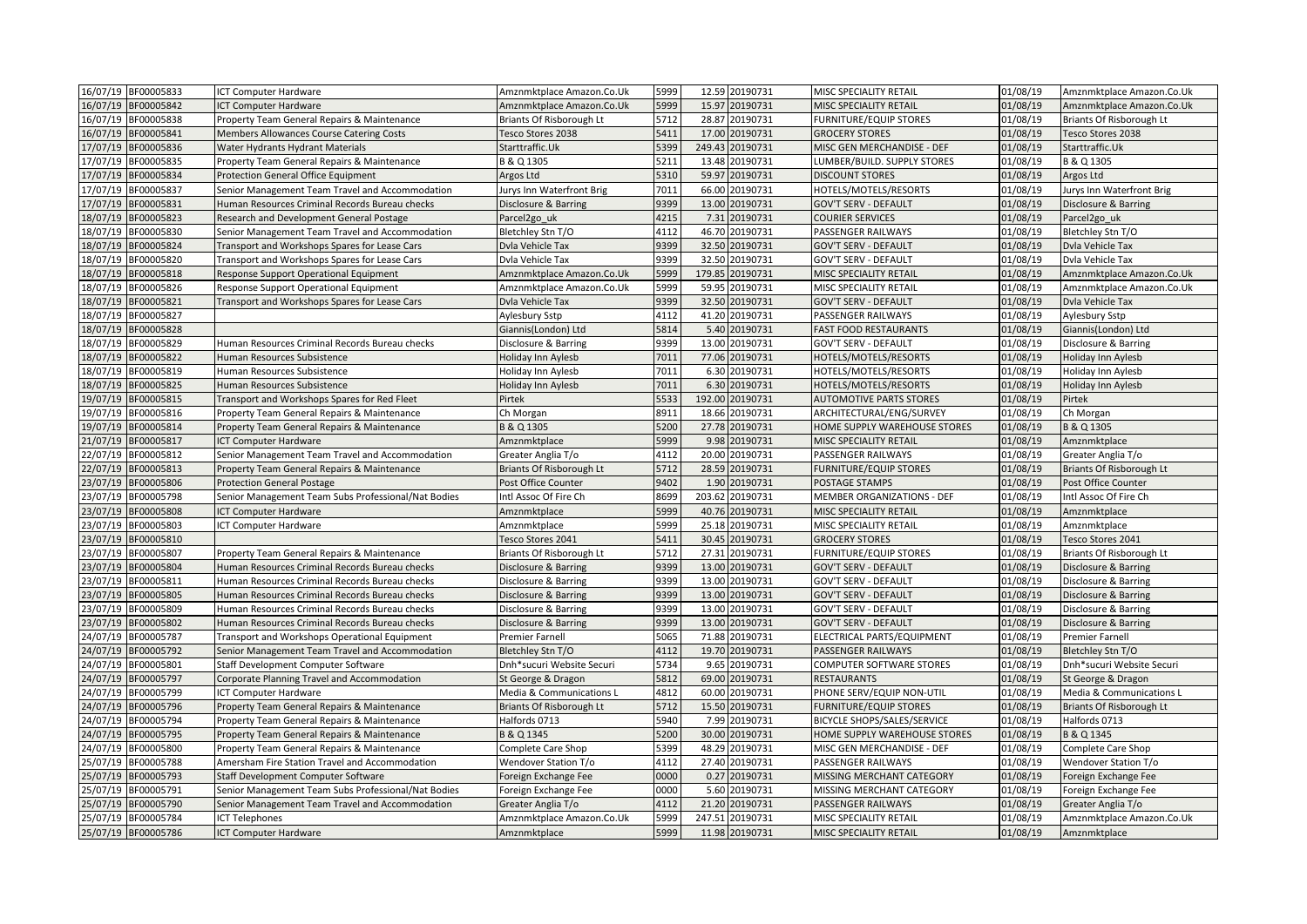| 16/07/19 | BF00005833 | ICT Computer Hardware | Amznmktplace Amazon.Co.Uk | 5999 | 12.59 | 20190731 | MISC SPECIALITY RETAIL | 01/08/19 | Amznmktplace Amazon.Co.Uk |
|---|---|---|---|---|---|---|---|---|---|
| 16/07/19 | BF00005842 | ICT Computer Hardware | Amznmktplace Amazon.Co.Uk | 5999 | 15.97 | 20190731 | MISC SPECIALITY RETAIL | 01/08/19 | Amznmktplace Amazon.Co.Uk |
| 16/07/19 | BF00005838 | Property Team General Repairs & Maintenance | Briants Of Risborough Lt | 5712 | 28.87 | 20190731 | FURNITURE/EQUIP STORES | 01/08/19 | Briants Of Risborough Lt |
| 16/07/19 | BF00005841 | Members Allowances Course Catering Costs | Tesco Stores 2038 | 5411 | 17.00 | 20190731 | GROCERY STORES | 01/08/19 | Tesco Stores 2038 |
| 17/07/19 | BF00005836 | Water Hydrants Hydrant Materials | Starttraffic.Uk | 5399 | 249.43 | 20190731 | MISC GEN MERCHANDISE - DEF | 01/08/19 | Starttraffic.Uk |
| 17/07/19 | BF00005835 | Property Team General Repairs & Maintenance | B & Q 1305 | 5211 | 13.48 | 20190731 | LUMBER/BUILD. SUPPLY STORES | 01/08/19 | B & Q 1305 |
| 17/07/19 | BF00005834 | Protection General Office Equipment | Argos Ltd | 5310 | 59.97 | 20190731 | DISCOUNT STORES | 01/08/19 | Argos Ltd |
| 17/07/19 | BF00005837 | Senior Management Team Travel and Accommodation | Jurys Inn Waterfront Brig | 7011 | 66.00 | 20190731 | HOTELS/MOTELS/RESORTS | 01/08/19 | Jurys Inn Waterfront Brig |
| 17/07/19 | BF00005831 | Human Resources Criminal Records Bureau checks | Disclosure & Barring | 9399 | 13.00 | 20190731 | GOV'T SERV - DEFAULT | 01/08/19 | Disclosure & Barring |
| 18/07/19 | BF00005823 | Research and Development General Postage | Parcel2go_uk | 4215 | 7.31 | 20190731 | COURIER SERVICES | 01/08/19 | Parcel2go_uk |
| 18/07/19 | BF00005830 | Senior Management Team Travel and Accommodation | Bletchley Stn T/O | 4112 | 46.70 | 20190731 | PASSENGER RAILWAYS | 01/08/19 | Bletchley Stn T/O |
| 18/07/19 | BF00005824 | Transport and Workshops Spares for Lease Cars | Dvla Vehicle Tax | 9399 | 32.50 | 20190731 | GOV'T SERV - DEFAULT | 01/08/19 | Dvla Vehicle Tax |
| 18/07/19 | BF00005820 | Transport and Workshops Spares for Lease Cars | Dvla Vehicle Tax | 9399 | 32.50 | 20190731 | GOV'T SERV - DEFAULT | 01/08/19 | Dvla Vehicle Tax |
| 18/07/19 | BF00005818 | Response Support Operational Equipment | Amznmktplace Amazon.Co.Uk | 5999 | 179.85 | 20190731 | MISC SPECIALITY RETAIL | 01/08/19 | Amznmktplace Amazon.Co.Uk |
| 18/07/19 | BF00005826 | Response Support Operational Equipment | Amznmktplace Amazon.Co.Uk | 5999 | 59.95 | 20190731 | MISC SPECIALITY RETAIL | 01/08/19 | Amznmktplace Amazon.Co.Uk |
| 18/07/19 | BF00005821 | Transport and Workshops Spares for Lease Cars | Dvla Vehicle Tax | 9399 | 32.50 | 20190731 | GOV'T SERV - DEFAULT | 01/08/19 | Dvla Vehicle Tax |
| 18/07/19 | BF00005827 | | Aylesbury Sstp | 4112 | 41.20 | 20190731 | PASSENGER RAILWAYS | 01/08/19 | Aylesbury Sstp |
| 18/07/19 | BF00005828 | | Giannis(London) Ltd | 5814 | 5.40 | 20190731 | FAST FOOD RESTAURANTS | 01/08/19 | Giannis(London) Ltd |
| 18/07/19 | BF00005829 | Human Resources Criminal Records Bureau checks | Disclosure & Barring | 9399 | 13.00 | 20190731 | GOV'T SERV - DEFAULT | 01/08/19 | Disclosure & Barring |
| 18/07/19 | BF00005822 | Human Resources Subsistence | Holiday Inn Aylesb | 7011 | 77.06 | 20190731 | HOTELS/MOTELS/RESORTS | 01/08/19 | Holiday Inn Aylesb |
| 18/07/19 | BF00005819 | Human Resources Subsistence | Holiday Inn Aylesb | 7011 | 6.30 | 20190731 | HOTELS/MOTELS/RESORTS | 01/08/19 | Holiday Inn Aylesb |
| 18/07/19 | BF00005825 | Human Resources Subsistence | Holiday Inn Aylesb | 7011 | 6.30 | 20190731 | HOTELS/MOTELS/RESORTS | 01/08/19 | Holiday Inn Aylesb |
| 19/07/19 | BF00005815 | Transport and Workshops Spares for Red Fleet | Pirtek | 5533 | 192.00 | 20190731 | AUTOMOTIVE PARTS STORES | 01/08/19 | Pirtek |
| 19/07/19 | BF00005816 | Property Team General Repairs & Maintenance | Ch Morgan | 8911 | 18.66 | 20190731 | ARCHITECTURAL/ENG/SURVEY | 01/08/19 | Ch Morgan |
| 19/07/19 | BF00005814 | Property Team General Repairs & Maintenance | B & Q 1305 | 5200 | 27.78 | 20190731 | HOME SUPPLY WAREHOUSE STORES | 01/08/19 | B & Q 1305 |
| 21/07/19 | BF00005817 | ICT Computer Hardware | Amznmktplace | 5999 | 9.98 | 20190731 | MISC SPECIALITY RETAIL | 01/08/19 | Amznmktplace |
| 22/07/19 | BF00005812 | Senior Management Team Travel and Accommodation | Greater Anglia T/o | 4112 | 20.00 | 20190731 | PASSENGER RAILWAYS | 01/08/19 | Greater Anglia T/o |
| 22/07/19 | BF00005813 | Property Team General Repairs & Maintenance | Briants Of Risborough Lt | 5712 | 28.59 | 20190731 | FURNITURE/EQUIP STORES | 01/08/19 | Briants Of Risborough Lt |
| 23/07/19 | BF00005806 | Protection General Postage | Post Office Counter | 9402 | 1.90 | 20190731 | POSTAGE STAMPS | 01/08/19 | Post Office Counter |
| 23/07/19 | BF00005798 | Senior Management Team Subs Professional/Nat Bodies | Intl Assoc Of Fire Ch | 8699 | 203.62 | 20190731 | MEMBER ORGANIZATIONS - DEF | 01/08/19 | Intl Assoc Of Fire Ch |
| 23/07/19 | BF00005808 | ICT Computer Hardware | Amznmktplace | 5999 | 40.76 | 20190731 | MISC SPECIALITY RETAIL | 01/08/19 | Amznmktplace |
| 23/07/19 | BF00005803 | ICT Computer Hardware | Amznmktplace | 5999 | 25.18 | 20190731 | MISC SPECIALITY RETAIL | 01/08/19 | Amznmktplace |
| 23/07/19 | BF00005810 | | Tesco Stores 2041 | 5411 | 30.45 | 20190731 | GROCERY STORES | 01/08/19 | Tesco Stores 2041 |
| 23/07/19 | BF00005807 | Property Team General Repairs & Maintenance | Briants Of Risborough Lt | 5712 | 27.31 | 20190731 | FURNITURE/EQUIP STORES | 01/08/19 | Briants Of Risborough Lt |
| 23/07/19 | BF00005804 | Human Resources Criminal Records Bureau checks | Disclosure & Barring | 9399 | 13.00 | 20190731 | GOV'T SERV - DEFAULT | 01/08/19 | Disclosure & Barring |
| 23/07/19 | BF00005811 | Human Resources Criminal Records Bureau checks | Disclosure & Barring | 9399 | 13.00 | 20190731 | GOV'T SERV - DEFAULT | 01/08/19 | Disclosure & Barring |
| 23/07/19 | BF00005805 | Human Resources Criminal Records Bureau checks | Disclosure & Barring | 9399 | 13.00 | 20190731 | GOV'T SERV - DEFAULT | 01/08/19 | Disclosure & Barring |
| 23/07/19 | BF00005809 | Human Resources Criminal Records Bureau checks | Disclosure & Barring | 9399 | 13.00 | 20190731 | GOV'T SERV - DEFAULT | 01/08/19 | Disclosure & Barring |
| 23/07/19 | BF00005802 | Human Resources Criminal Records Bureau checks | Disclosure & Barring | 9399 | 13.00 | 20190731 | GOV'T SERV - DEFAULT | 01/08/19 | Disclosure & Barring |
| 24/07/19 | BF00005787 | Transport and Workshops Operational Equipment | Premier Farnell | 5065 | 71.88 | 20190731 | ELECTRICAL PARTS/EQUIPMENT | 01/08/19 | Premier Farnell |
| 24/07/19 | BF00005792 | Senior Management Team Travel and Accommodation | Bletchley Stn T/O | 4112 | 19.70 | 20190731 | PASSENGER RAILWAYS | 01/08/19 | Bletchley Stn T/O |
| 24/07/19 | BF00005801 | Staff Development Computer Software | Dnh*sucuri Website Securi | 5734 | 9.65 | 20190731 | COMPUTER SOFTWARE STORES | 01/08/19 | Dnh*sucuri Website Securi |
| 24/07/19 | BF00005797 | Corporate Planning Travel and Accommodation | St George & Dragon | 5812 | 69.00 | 20190731 | RESTAURANTS | 01/08/19 | St George & Dragon |
| 24/07/19 | BF00005799 | ICT Computer Hardware | Media & Communications L | 4812 | 60.00 | 20190731 | PHONE SERV/EQUIP NON-UTIL | 01/08/19 | Media & Communications L |
| 24/07/19 | BF00005796 | Property Team General Repairs & Maintenance | Briants Of Risborough Lt | 5712 | 15.50 | 20190731 | FURNITURE/EQUIP STORES | 01/08/19 | Briants Of Risborough Lt |
| 24/07/19 | BF00005794 | Property Team General Repairs & Maintenance | Halfords 0713 | 5940 | 7.99 | 20190731 | BICYCLE SHOPS/SALES/SERVICE | 01/08/19 | Halfords 0713 |
| 24/07/19 | BF00005795 | Property Team General Repairs & Maintenance | B & Q 1345 | 5200 | 30.00 | 20190731 | HOME SUPPLY WAREHOUSE STORES | 01/08/19 | B & Q 1345 |
| 24/07/19 | BF00005800 | Property Team General Repairs & Maintenance | Complete Care Shop | 5399 | 48.29 | 20190731 | MISC GEN MERCHANDISE - DEF | 01/08/19 | Complete Care Shop |
| 25/07/19 | BF00005788 | Amersham Fire Station Travel and Accommodation | Wendover Station T/o | 4112 | 27.40 | 20190731 | PASSENGER RAILWAYS | 01/08/19 | Wendover Station T/o |
| 25/07/19 | BF00005793 | Staff Development Computer Software | Foreign Exchange Fee | 0000 | 0.27 | 20190731 | MISSING MERCHANT CATEGORY | 01/08/19 | Foreign Exchange Fee |
| 25/07/19 | BF00005791 | Senior Management Team Subs Professional/Nat Bodies | Foreign Exchange Fee | 0000 | 5.60 | 20190731 | MISSING MERCHANT CATEGORY | 01/08/19 | Foreign Exchange Fee |
| 25/07/19 | BF00005790 | Senior Management Team Travel and Accommodation | Greater Anglia T/o | 4112 | 21.20 | 20190731 | PASSENGER RAILWAYS | 01/08/19 | Greater Anglia T/o |
| 25/07/19 | BF00005784 | ICT Telephones | Amznmktplace Amazon.Co.Uk | 5999 | 247.51 | 20190731 | MISC SPECIALITY RETAIL | 01/08/19 | Amznmktplace Amazon.Co.Uk |
| 25/07/19 | BF00005786 | ICT Computer Hardware | Amznmktplace | 5999 | 11.98 | 20190731 | MISC SPECIALITY RETAIL | 01/08/19 | Amznmktplace |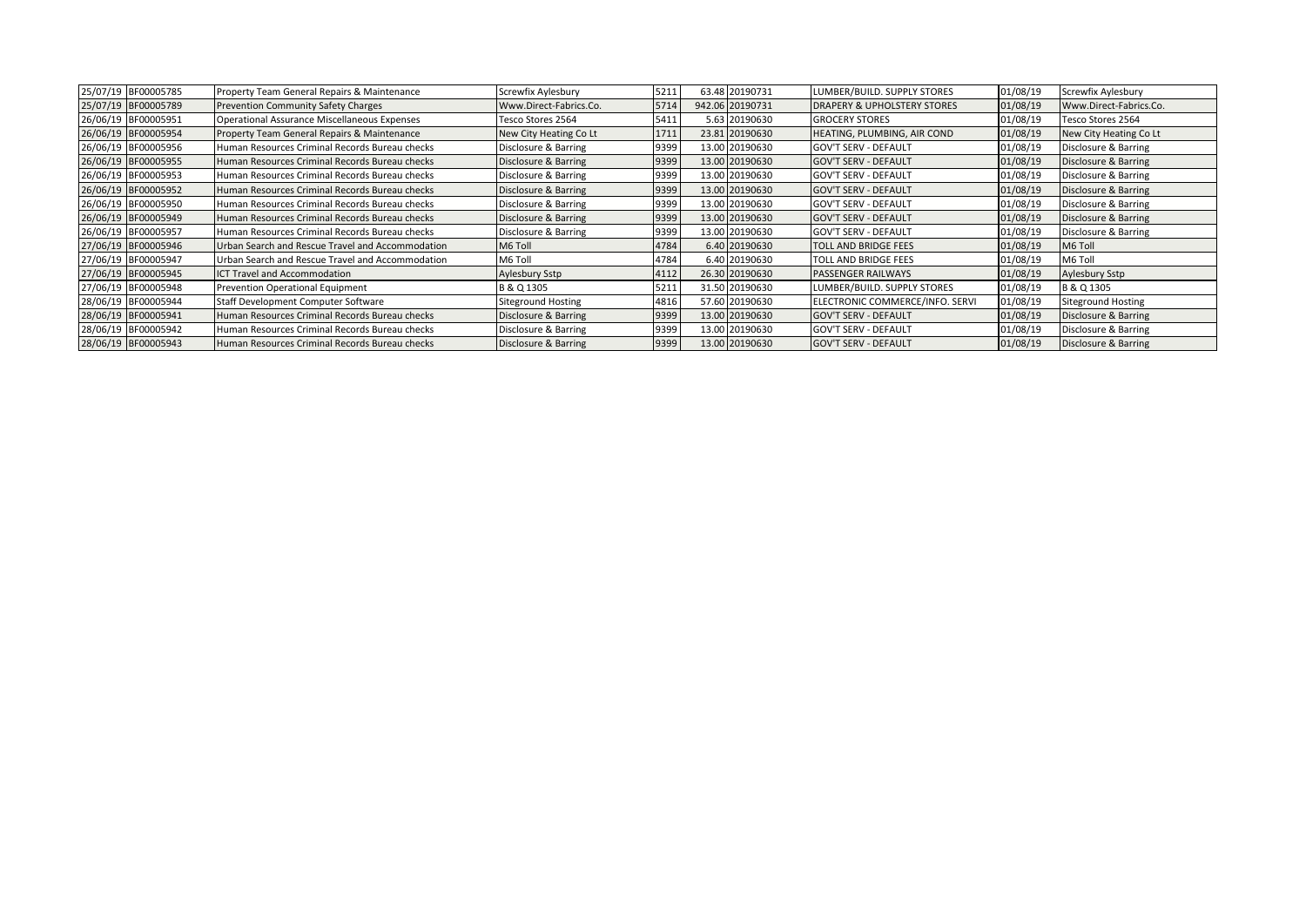| | | | | | | | | | |
|---|---|---|---|---|---|---|---|---|---|
| 25/07/19 | BF00005785 | Property Team General Repairs & Maintenance | Screwfix Aylesbury | 5211 | 63.48 | 20190731 | LUMBER/BUILD. SUPPLY STORES | 01/08/19 | Screwfix Aylesbury |
| 25/07/19 | BF00005789 | Prevention Community Safety Charges | Www.Direct-Fabrics.Co. | 5714 | 942.06 | 20190731 | DRAPERY & UPHOLSTERY STORES | 01/08/19 | Www.Direct-Fabrics.Co. |
| 26/06/19 | BF00005951 | Operational Assurance Miscellaneous Expenses | Tesco Stores 2564 | 5411 | 5.63 | 20190630 | GROCERY STORES | 01/08/19 | Tesco Stores 2564 |
| 26/06/19 | BF00005954 | Property Team General Repairs & Maintenance | New City Heating Co Lt | 1711 | 23.81 | 20190630 | HEATING, PLUMBING, AIR COND | 01/08/19 | New City Heating Co Lt |
| 26/06/19 | BF00005956 | Human Resources Criminal Records Bureau checks | Disclosure & Barring | 9399 | 13.00 | 20190630 | GOV'T SERV - DEFAULT | 01/08/19 | Disclosure & Barring |
| 26/06/19 | BF00005955 | Human Resources Criminal Records Bureau checks | Disclosure & Barring | 9399 | 13.00 | 20190630 | GOV'T SERV - DEFAULT | 01/08/19 | Disclosure & Barring |
| 26/06/19 | BF00005953 | Human Resources Criminal Records Bureau checks | Disclosure & Barring | 9399 | 13.00 | 20190630 | GOV'T SERV - DEFAULT | 01/08/19 | Disclosure & Barring |
| 26/06/19 | BF00005952 | Human Resources Criminal Records Bureau checks | Disclosure & Barring | 9399 | 13.00 | 20190630 | GOV'T SERV - DEFAULT | 01/08/19 | Disclosure & Barring |
| 26/06/19 | BF00005950 | Human Resources Criminal Records Bureau checks | Disclosure & Barring | 9399 | 13.00 | 20190630 | GOV'T SERV - DEFAULT | 01/08/19 | Disclosure & Barring |
| 26/06/19 | BF00005949 | Human Resources Criminal Records Bureau checks | Disclosure & Barring | 9399 | 13.00 | 20190630 | GOV'T SERV - DEFAULT | 01/08/19 | Disclosure & Barring |
| 26/06/19 | BF00005957 | Human Resources Criminal Records Bureau checks | Disclosure & Barring | 9399 | 13.00 | 20190630 | GOV'T SERV - DEFAULT | 01/08/19 | Disclosure & Barring |
| 27/06/19 | BF00005946 | Urban Search and Rescue Travel and Accommodation | M6 Toll | 4784 | 6.40 | 20190630 | TOLL AND BRIDGE FEES | 01/08/19 | M6 Toll |
| 27/06/19 | BF00005947 | Urban Search and Rescue Travel and Accommodation | M6 Toll | 4784 | 6.40 | 20190630 | TOLL AND BRIDGE FEES | 01/08/19 | M6 Toll |
| 27/06/19 | BF00005945 | ICT Travel and Accommodation | Aylesbury Sstp | 4112 | 26.30 | 20190630 | PASSENGER RAILWAYS | 01/08/19 | Aylesbury Sstp |
| 27/06/19 | BF00005948 | Prevention Operational Equipment | B & Q 1305 | 5211 | 31.50 | 20190630 | LUMBER/BUILD. SUPPLY STORES | 01/08/19 | B & Q 1305 |
| 28/06/19 | BF00005944 | Staff Development Computer Software | Siteground Hosting | 4816 | 57.60 | 20190630 | ELECTRONIC COMMERCE/INFO. SERVI | 01/08/19 | Siteground Hosting |
| 28/06/19 | BF00005941 | Human Resources Criminal Records Bureau checks | Disclosure & Barring | 9399 | 13.00 | 20190630 | GOV'T SERV - DEFAULT | 01/08/19 | Disclosure & Barring |
| 28/06/19 | BF00005942 | Human Resources Criminal Records Bureau checks | Disclosure & Barring | 9399 | 13.00 | 20190630 | GOV'T SERV - DEFAULT | 01/08/19 | Disclosure & Barring |
| 28/06/19 | BF00005943 | Human Resources Criminal Records Bureau checks | Disclosure & Barring | 9399 | 13.00 | 20190630 | GOV'T SERV - DEFAULT | 01/08/19 | Disclosure & Barring |